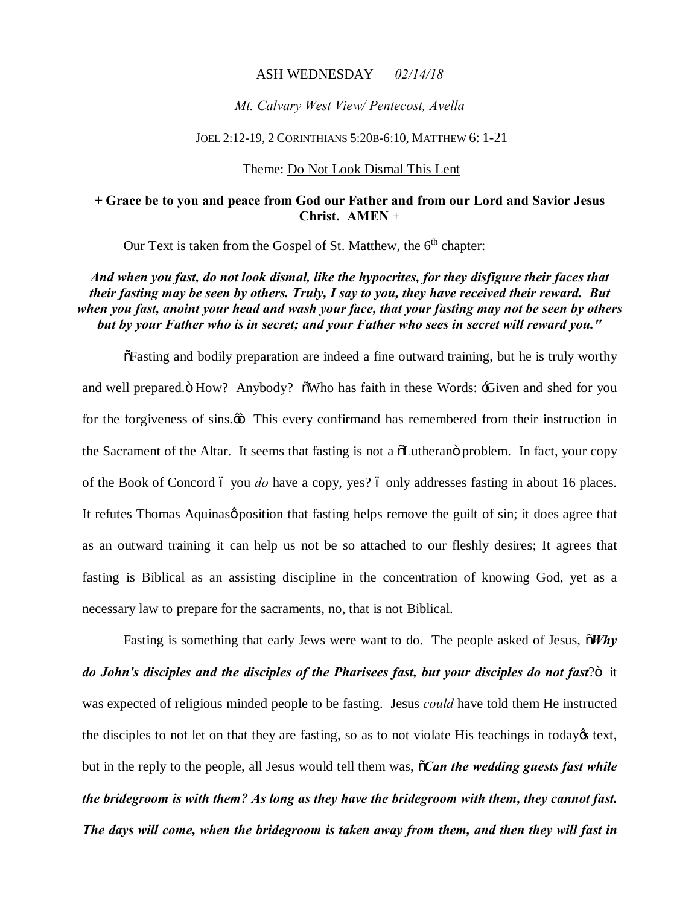ASH WEDNESDAY *02/14/18*

*Mt. Calvary West View/ Pentecost, Avella*

JOEL 2:12-19, 2 CORINTHIANS 5:20B-6:10, MATTHEW 6: 1-21

Theme: Do Not Look Dismal This Lent

**+ Grace be to you and peace from God our Father and from our Lord and Savior Jesus Christ. AMEN +**

Our Text is taken from the Gospel of St. Matthew, the 6th chapter:

***And when you fast, do not look dismal, like the hypocrites, for they disfigure their faces that their fasting may be seen by others. Truly, I say to you, they have received their reward. But when you fast, anoint your head and wash your face, that your fasting may not be seen by others but by your Father who is in secret; and your Father who sees in secret will reward you."***

"Fasting and bodily preparation are indeed a fine outward training, but he is truly worthy and well prepared." How? Anybody? "Who has faith in these Words: 'Given and shed for you for the forgiveness of sins.'" This every confirmand has remembered from their instruction in the Sacrament of the Altar. It seems that fasting is not a "Lutheran" problem. In fact, your copy of the Book of Concord – you *do* have a copy, yes? – only addresses fasting in about 16 places. It refutes Thomas Aquinas' position that fasting helps remove the guilt of sin; it does agree that as an outward training it can help us not be so attached to our fleshly desires; It agrees that fasting is Biblical as an assisting discipline in the concentration of knowing God, yet as a necessary law to prepare for the sacraments, no, that is not Biblical.

Fasting is something that early Jews were want to do. The people asked of Jesus, "***Why do John's disciples and the disciples of the Pharisees fast, but your disciples do not fast***?" it was expected of religious minded people to be fasting. Jesus *could* have told them He instructed the disciples to not let on that they are fasting, so as to not violate His teachings in today's text, but in the reply to the people, all Jesus would tell them was, "***Can the wedding guests fast while the bridegroom is with them? As long as they have the bridegroom with them, they cannot fast. The days will come, when the bridegroom is taken away from them, and then they will fast in***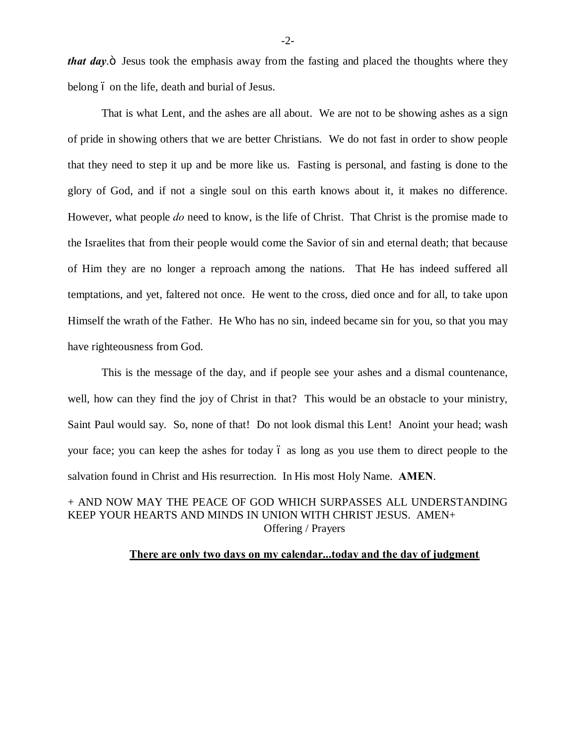***that day*.ö** Jesus took the emphasis away from the fasting and placed the thoughts where they belong ó on the life, death and burial of Jesus.

That is what Lent, and the ashes are all about. We are not to be showing ashes as a sign of pride in showing others that we are better Christians. We do not fast in order to show people that they need to step it up and be more like us. Fasting is personal, and fasting is done to the glory of God, and if not a single soul on this earth knows about it, it makes no difference. However, what people *do* need to know, is the life of Christ. That Christ is the promise made to the Israelites that from their people would come the Savior of sin and eternal death; that because of Him they are no longer a reproach among the nations. That He has indeed suffered all temptations, and yet, faltered not once. He went to the cross, died once and for all, to take upon Himself the wrath of the Father. He Who has no sin, indeed became sin for you, so that you may have righteousness from God.

This is the message of the day, and if people see your ashes and a dismal countenance, well, how can they find the joy of Christ in that? This would be an obstacle to your ministry, Saint Paul would say. So, none of that! Do not look dismal this Lent! Anoint your head; wash your face; you can keep the ashes for today ó as long as you use them to direct people to the salvation found in Christ and His resurrection. In His most Holy Name. **AMEN**.

+ AND NOW MAY THE PEACE OF GOD WHICH SURPASSES ALL UNDERSTANDING KEEP YOUR HEARTS AND MINDS IN UNION WITH CHRIST JESUS. AMEN+

Offering / Prayers

**There are only two days on my calendar...today and the day of judgment**